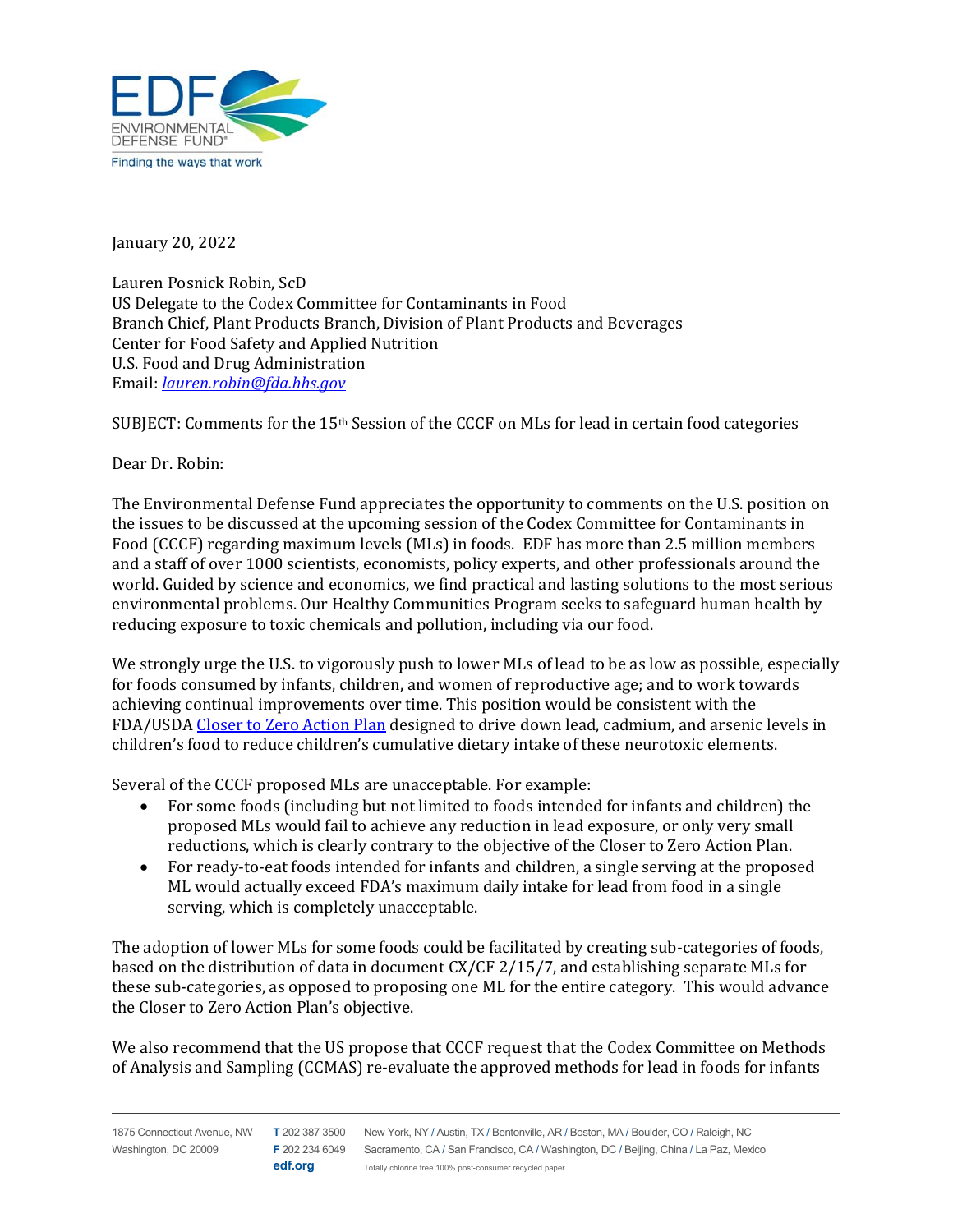EDF ENVIRONMENTAL DEFENSE FUND®
Finding the ways that work

January 20, 2022

Lauren Posnick Robin, ScD
US Delegate to the Codex Committee for Contaminants in Food
Branch Chief, Plant Products Branch, Division of Plant Products and Beverages
Center for Food Safety and Applied Nutrition
U.S. Food and Drug Administration
Email: *lauren.robin@fda.hhs.gov*

SUBJECT: Comments for the 15th Session of the CCCF on MLs for lead in certain food categories

Dear Dr. Robin:

The Environmental Defense Fund appreciates the opportunity to comments on the U.S. position on the issues to be discussed at the upcoming session of the Codex Committee for Contaminants in Food (CCCF) regarding maximum levels (MLs) in foods. EDF has more than 2.5 million members and a staff of over 1000 scientists, economists, policy experts, and other professionals around the world. Guided by science and economics, we find practical and lasting solutions to the most serious environmental problems. Our Healthy Communities Program seeks to safeguard human health by reducing exposure to toxic chemicals and pollution, including via our food.

We strongly urge the U.S. to vigorously push to lower MLs of lead to be as low as possible, especially for foods consumed by infants, children, and women of reproductive age; and to work towards achieving continual improvements over time. This position would be consistent with the FDA/USDA Closer to Zero Action Plan designed to drive down lead, cadmium, and arsenic levels in children's food to reduce children's cumulative dietary intake of these neurotoxic elements.

Several of the CCCF proposed MLs are unacceptable. For example:

- For some foods (including but not limited to foods intended for infants and children) the proposed MLs would fail to achieve any reduction in lead exposure, or only very small reductions, which is clearly contrary to the objective of the Closer to Zero Action Plan.
- For ready-to-eat foods intended for infants and children, a single serving at the proposed ML would actually exceed FDA's maximum daily intake for lead from food in a single serving, which is completely unacceptable.

The adoption of lower MLs for some foods could be facilitated by creating sub-categories of foods, based on the distribution of data in document CX/CF 2/15/7, and establishing separate MLs for these sub-categories, as opposed to proposing one ML for the entire category. This would advance the Closer to Zero Action Plan's objective.

We also recommend that the US propose that CCCF request that the Codex Committee on Methods of Analysis and Sampling (CCMAS) re-evaluate the approved methods for lead in foods for infants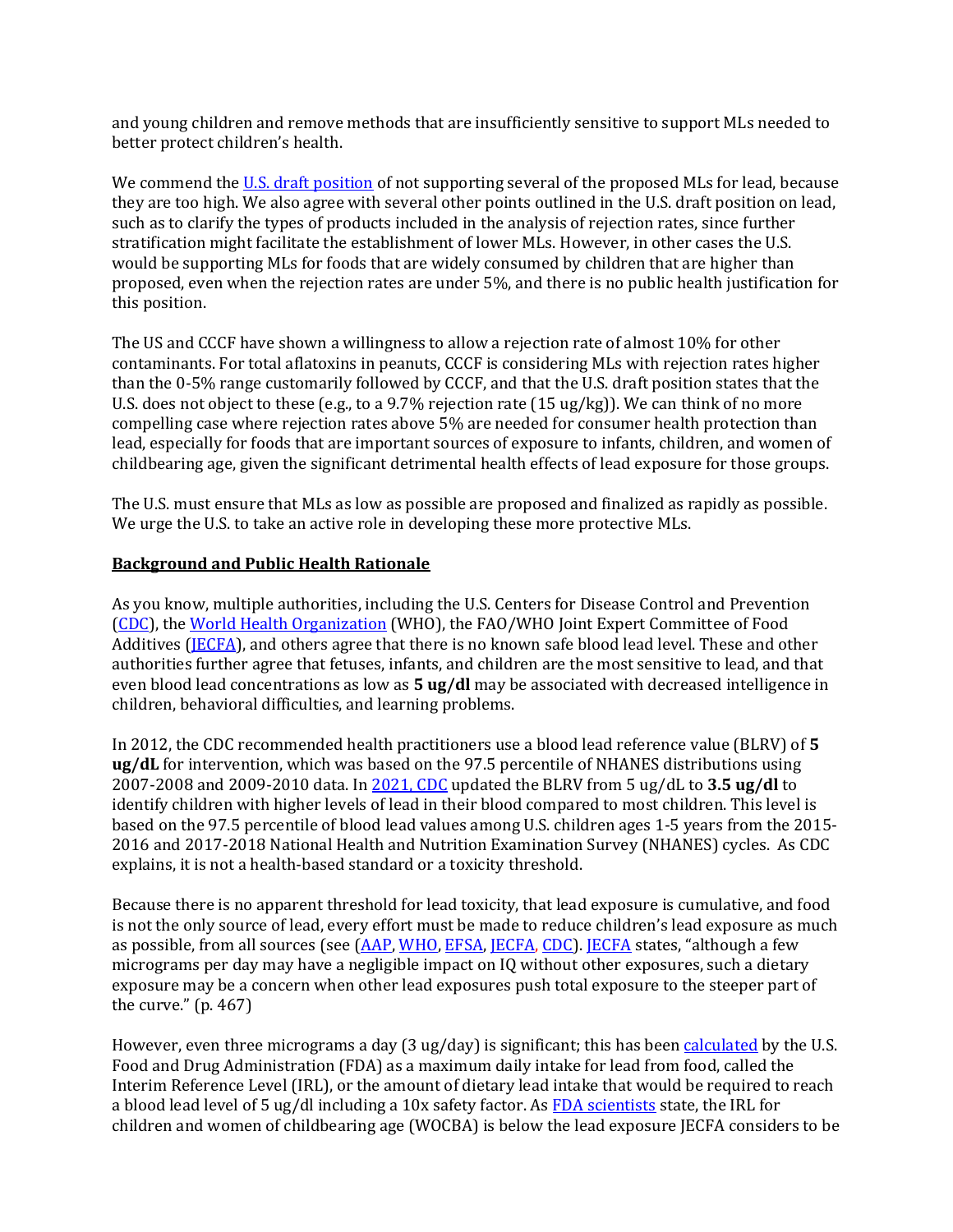and young children and remove methods that are insufficiently sensitive to support MLs needed to better protect children's health.

We commend the U.S. draft position of not supporting several of the proposed MLs for lead, because they are too high. We also agree with several other points outlined in the U.S. draft position on lead, such as to clarify the types of products included in the analysis of rejection rates, since further stratification might facilitate the establishment of lower MLs. However, in other cases the U.S. would be supporting MLs for foods that are widely consumed by children that are higher than proposed, even when the rejection rates are under 5%, and there is no public health justification for this position.

The US and CCCF have shown a willingness to allow a rejection rate of almost 10% for other contaminants. For total aflatoxins in peanuts, CCCF is considering MLs with rejection rates higher than the 0-5% range customarily followed by CCCF, and that the U.S. draft position states that the U.S. does not object to these (e.g., to a 9.7% rejection rate (15 ug/kg)). We can think of no more compelling case where rejection rates above 5% are needed for consumer health protection than lead, especially for foods that are important sources of exposure to infants, children, and women of childbearing age, given the significant detrimental health effects of lead exposure for those groups.

The U.S. must ensure that MLs as low as possible are proposed and finalized as rapidly as possible. We urge the U.S. to take an active role in developing these more protective MLs.

## Background and Public Health Rationale

As you know, multiple authorities, including the U.S. Centers for Disease Control and Prevention (CDC), the World Health Organization (WHO), the FAO/WHO Joint Expert Committee of Food Additives (JECFA), and others agree that there is no known safe blood lead level. These and other authorities further agree that fetuses, infants, and children are the most sensitive to lead, and that even blood lead concentrations as low as **5 ug/dl** may be associated with decreased intelligence in children, behavioral difficulties, and learning problems.

In 2012, the CDC recommended health practitioners use a blood lead reference value (BLRV) of **5 ug/dL** for intervention, which was based on the 97.5 percentile of NHANES distributions using 2007-2008 and 2009-2010 data. In 2021, CDC updated the BLRV from 5 ug/dL to **3.5 ug/dl** to identify children with higher levels of lead in their blood compared to most children. This level is based on the 97.5 percentile of blood lead values among U.S. children ages 1-5 years from the 2015-2016 and 2017-2018 National Health and Nutrition Examination Survey (NHANES) cycles. As CDC explains, it is not a health-based standard or a toxicity threshold.

Because there is no apparent threshold for lead toxicity, that lead exposure is cumulative, and food is not the only source of lead, every effort must be made to reduce children's lead exposure as much as possible, from all sources (see (AAP, WHO, EFSA, JECFA, CDC). JECFA states, "although a few micrograms per day may have a negligible impact on IQ without other exposures, such a dietary exposure may be a concern when other lead exposures push total exposure to the steeper part of the curve." (p. 467)

However, even three micrograms a day (3 ug/day) is significant; this has been calculated by the U.S. Food and Drug Administration (FDA) as a maximum daily intake for lead from food, called the Interim Reference Level (IRL), or the amount of dietary lead intake that would be required to reach a blood lead level of 5 ug/dl including a 10x safety factor. As FDA scientists state, the IRL for children and women of childbearing age (WOCBA) is below the lead exposure JECFA considers to be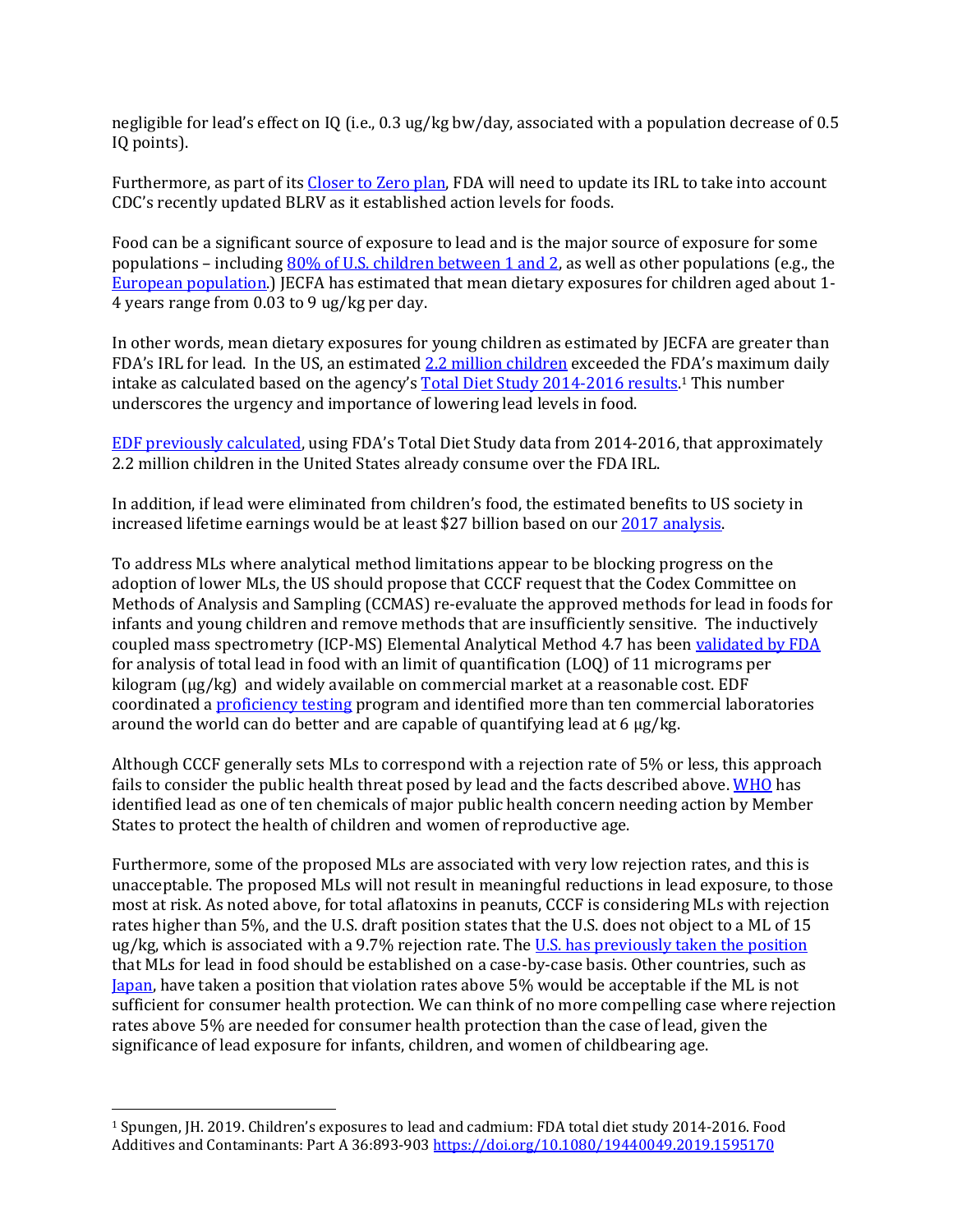negligible for lead's effect on IQ (i.e., 0.3 ug/kg bw/day, associated with a population decrease of 0.5 IQ points).

Furthermore, as part of its Closer to Zero plan, FDA will need to update its IRL to take into account CDC's recently updated BLRV as it established action levels for foods.

Food can be a significant source of exposure to lead and is the major source of exposure for some populations – including 80% of U.S. children between 1 and 2, as well as other populations (e.g., the European population.) JECFA has estimated that mean dietary exposures for children aged about 1-4 years range from 0.03 to 9 ug/kg per day.

In other words, mean dietary exposures for young children as estimated by JECFA are greater than FDA's IRL for lead. In the US, an estimated 2.2 million children exceeded the FDA's maximum daily intake as calculated based on the agency's Total Diet Study 2014-2016 results.[1] This number underscores the urgency and importance of lowering lead levels in food.

EDF previously calculated, using FDA's Total Diet Study data from 2014-2016, that approximately 2.2 million children in the United States already consume over the FDA IRL.

In addition, if lead were eliminated from children's food, the estimated benefits to US society in increased lifetime earnings would be at least $27 billion based on our 2017 analysis.

To address MLs where analytical method limitations appear to be blocking progress on the adoption of lower MLs, the US should propose that CCCF request that the Codex Committee on Methods of Analysis and Sampling (CCMAS) re-evaluate the approved methods for lead in foods for infants and young children and remove methods that are insufficiently sensitive. The inductively coupled mass spectrometry (ICP-MS) Elemental Analytical Method 4.7 has been validated by FDA for analysis of total lead in food with an limit of quantification (LOQ) of 11 micrograms per kilogram (µg/kg) and widely available on commercial market at a reasonable cost. EDF coordinated a proficiency testing program and identified more than ten commercial laboratories around the world can do better and are capable of quantifying lead at 6 µg/kg.

Although CCCF generally sets MLs to correspond with a rejection rate of 5% or less, this approach fails to consider the public health threat posed by lead and the facts described above. WHO has identified lead as one of ten chemicals of major public health concern needing action by Member States to protect the health of children and women of reproductive age.

Furthermore, some of the proposed MLs are associated with very low rejection rates, and this is unacceptable. The proposed MLs will not result in meaningful reductions in lead exposure, to those most at risk. As noted above, for total aflatoxins in peanuts, CCCF is considering MLs with rejection rates higher than 5%, and the U.S. draft position states that the U.S. does not object to a ML of 15 ug/kg, which is associated with a 9.7% rejection rate. The U.S. has previously taken the position that MLs for lead in food should be established on a case-by-case basis. Other countries, such as Japan, have taken a position that violation rates above 5% would be acceptable if the ML is not sufficient for consumer health protection. We can think of no more compelling case where rejection rates above 5% are needed for consumer health protection than the case of lead, given the significance of lead exposure for infants, children, and women of childbearing age.

[1] Spungen, JH. 2019. Children's exposures to lead and cadmium: FDA total diet study 2014-2016. Food Additives and Contaminants: Part A 36:893-903 https://doi.org/10.1080/19440049.2019.1595170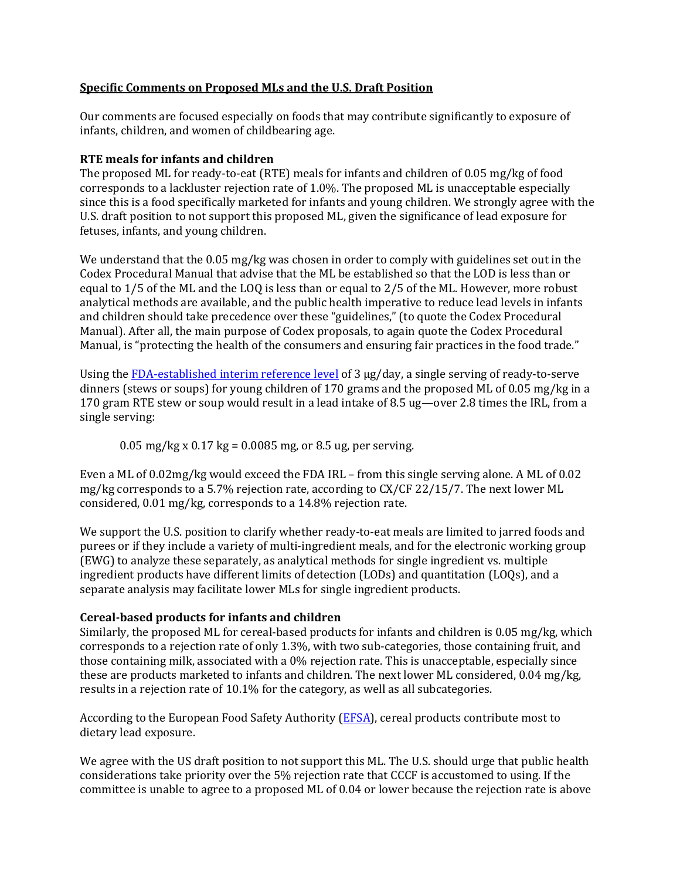**Specific Comments on Proposed MLs and the U.S. Draft Position**

Our comments are focused especially on foods that may contribute significantly to exposure of infants, children, and women of childbearing age.

### RTE meals for infants and children

The proposed ML for ready-to-eat (RTE) meals for infants and children of 0.05 mg/kg of food corresponds to a lackluster rejection rate of 1.0%. The proposed ML is unacceptable especially since this is a food specifically marketed for infants and young children. We strongly agree with the U.S. draft position to not support this proposed ML, given the significance of lead exposure for fetuses, infants, and young children.

We understand that the 0.05 mg/kg was chosen in order to comply with guidelines set out in the Codex Procedural Manual that advise that the ML be established so that the LOD is less than or equal to 1/5 of the ML and the LOQ is less than or equal to 2/5 of the ML. However, more robust analytical methods are available, and the public health imperative to reduce lead levels in infants and children should take precedence over these "guidelines," (to quote the Codex Procedural Manual). After all, the main purpose of Codex proposals, to again quote the Codex Procedural Manual, is "protecting the health of the consumers and ensuring fair practices in the food trade."

Using the FDA-established interim reference level of 3 μg/day, a single serving of ready-to-serve dinners (stews or soups) for young children of 170 grams and the proposed ML of 0.05 mg/kg in a 170 gram RTE stew or soup would result in a lead intake of 8.5 ug—over 2.8 times the IRL, from a single serving:

> 0.05 mg/kg x 0.17 kg = 0.0085 mg, or 8.5 ug, per serving.

Even a ML of 0.02mg/kg would exceed the FDA IRL – from this single serving alone. A ML of 0.02 mg/kg corresponds to a 5.7% rejection rate, according to CX/CF 22/15/7. The next lower ML considered, 0.01 mg/kg, corresponds to a 14.8% rejection rate.

We support the U.S. position to clarify whether ready-to-eat meals are limited to jarred foods and purees or if they include a variety of multi-ingredient meals, and for the electronic working group (EWG) to analyze these separately, as analytical methods for single ingredient vs. multiple ingredient products have different limits of detection (LODs) and quantitation (LOQs), and a separate analysis may facilitate lower MLs for single ingredient products.

### Cereal-based products for infants and children

Similarly, the proposed ML for cereal-based products for infants and children is 0.05 mg/kg, which corresponds to a rejection rate of only 1.3%, with two sub-categories, those containing fruit, and those containing milk, associated with a 0% rejection rate. This is unacceptable, especially since these are products marketed to infants and children. The next lower ML considered, 0.04 mg/kg, results in a rejection rate of 10.1% for the category, as well as all subcategories.

According to the European Food Safety Authority (EFSA), cereal products contribute most to dietary lead exposure.

We agree with the US draft position to not support this ML. The U.S. should urge that public health considerations take priority over the 5% rejection rate that CCCF is accustomed to using. If the committee is unable to agree to a proposed ML of 0.04 or lower because the rejection rate is above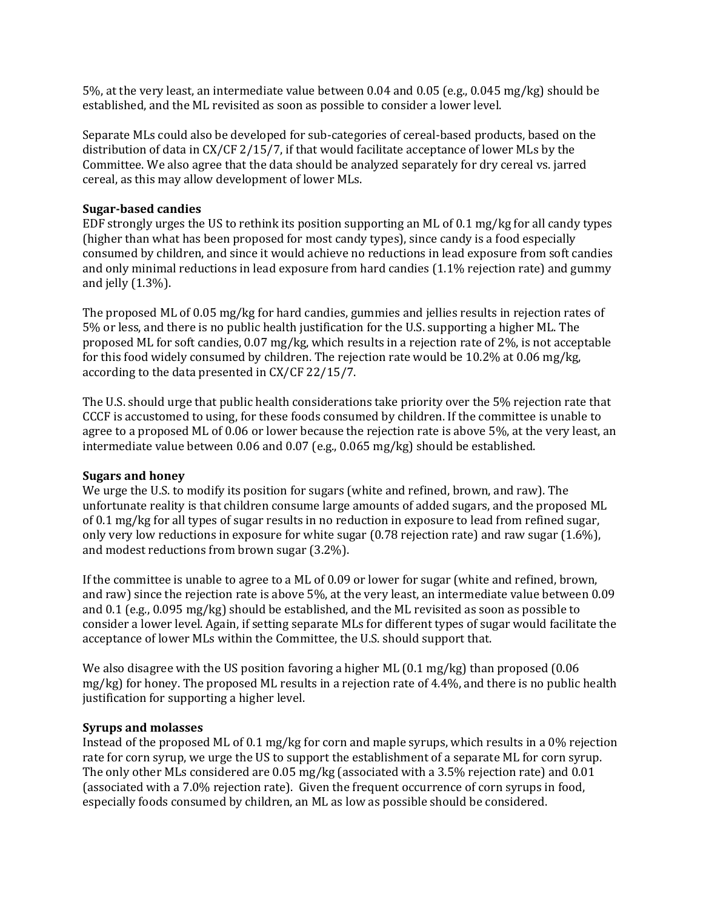5%, at the very least, an intermediate value between 0.04 and 0.05 (e.g., 0.045 mg/kg) should be established, and the ML revisited as soon as possible to consider a lower level.

Separate MLs could also be developed for sub-categories of cereal-based products, based on the distribution of data in CX/CF 2/15/7, if that would facilitate acceptance of lower MLs by the Committee. We also agree that the data should be analyzed separately for dry cereal vs. jarred cereal, as this may allow development of lower MLs.

**Sugar-based candies**

EDF strongly urges the US to rethink its position supporting an ML of 0.1 mg/kg for all candy types (higher than what has been proposed for most candy types), since candy is a food especially consumed by children, and since it would achieve no reductions in lead exposure from soft candies and only minimal reductions in lead exposure from hard candies (1.1% rejection rate) and gummy and jelly (1.3%).

The proposed ML of 0.05 mg/kg for hard candies, gummies and jellies results in rejection rates of 5% or less, and there is no public health justification for the U.S. supporting a higher ML. The proposed ML for soft candies, 0.07 mg/kg, which results in a rejection rate of 2%, is not acceptable for this food widely consumed by children. The rejection rate would be 10.2% at 0.06 mg/kg, according to the data presented in CX/CF 22/15/7.

The U.S. should urge that public health considerations take priority over the 5% rejection rate that CCCF is accustomed to using, for these foods consumed by children. If the committee is unable to agree to a proposed ML of 0.06 or lower because the rejection rate is above 5%, at the very least, an intermediate value between 0.06 and 0.07 (e.g., 0.065 mg/kg) should be established.

**Sugars and honey**

We urge the U.S. to modify its position for sugars (white and refined, brown, and raw). The unfortunate reality is that children consume large amounts of added sugars, and the proposed ML of 0.1 mg/kg for all types of sugar results in no reduction in exposure to lead from refined sugar, only very low reductions in exposure for white sugar (0.78 rejection rate) and raw sugar (1.6%), and modest reductions from brown sugar (3.2%).

If the committee is unable to agree to a ML of 0.09 or lower for sugar (white and refined, brown, and raw) since the rejection rate is above 5%, at the very least, an intermediate value between 0.09 and 0.1 (e.g., 0.095 mg/kg) should be established, and the ML revisited as soon as possible to consider a lower level. Again, if setting separate MLs for different types of sugar would facilitate the acceptance of lower MLs within the Committee, the U.S. should support that.

We also disagree with the US position favoring a higher ML (0.1 mg/kg) than proposed (0.06 mg/kg) for honey. The proposed ML results in a rejection rate of 4.4%, and there is no public health justification for supporting a higher level.

**Syrups and molasses**

Instead of the proposed ML of 0.1 mg/kg for corn and maple syrups, which results in a 0% rejection rate for corn syrup, we urge the US to support the establishment of a separate ML for corn syrup. The only other MLs considered are 0.05 mg/kg (associated with a 3.5% rejection rate) and 0.01 (associated with a 7.0% rejection rate). Given the frequent occurrence of corn syrups in food, especially foods consumed by children, an ML as low as possible should be considered.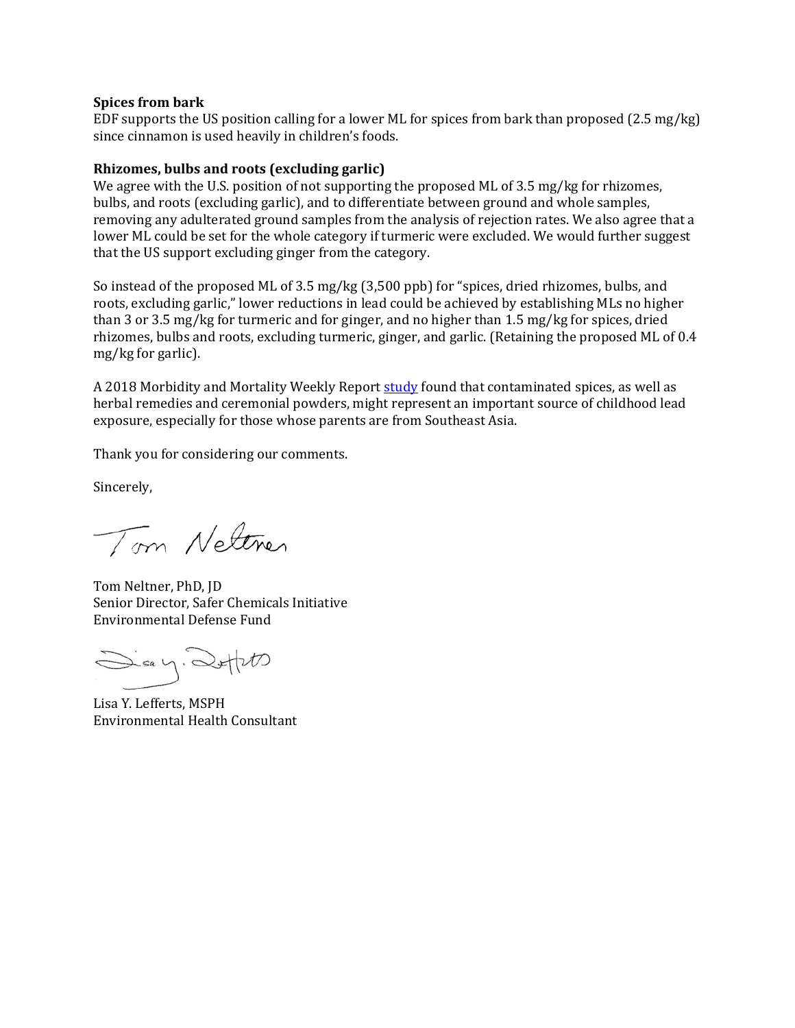**Spices from bark**

EDF supports the US position calling for a lower ML for spices from bark than proposed (2.5 mg/kg) since cinnamon is used heavily in children's foods.

**Rhizomes, bulbs and roots (excluding garlic)**

We agree with the U.S. position of not supporting the proposed ML of 3.5 mg/kg for rhizomes, bulbs, and roots (excluding garlic), and to differentiate between ground and whole samples, removing any adulterated ground samples from the analysis of rejection rates. We also agree that a lower ML could be set for the whole category if turmeric were excluded. We would further suggest that the US support excluding ginger from the category.

So instead of the proposed ML of 3.5 mg/kg (3,500 ppb) for "spices, dried rhizomes, bulbs, and roots, excluding garlic," lower reductions in lead could be achieved by establishing MLs no higher than 3 or 3.5 mg/kg for turmeric and for ginger, and no higher than 1.5 mg/kg for spices, dried rhizomes, bulbs and roots, excluding turmeric, ginger, and garlic. (Retaining the proposed ML of 0.4 mg/kg for garlic).

A 2018 Morbidity and Mortality Weekly Report study found that contaminated spices, as well as herbal remedies and ceremonial powders, might represent an important source of childhood lead exposure, especially for those whose parents are from Southeast Asia.

Thank you for considering our comments.

Sincerely,

Tom Neltner, PhD, JD
Senior Director, Safer Chemicals Initiative
Environmental Defense Fund

Lisa Y. Lefferts, MSPH
Environmental Health Consultant